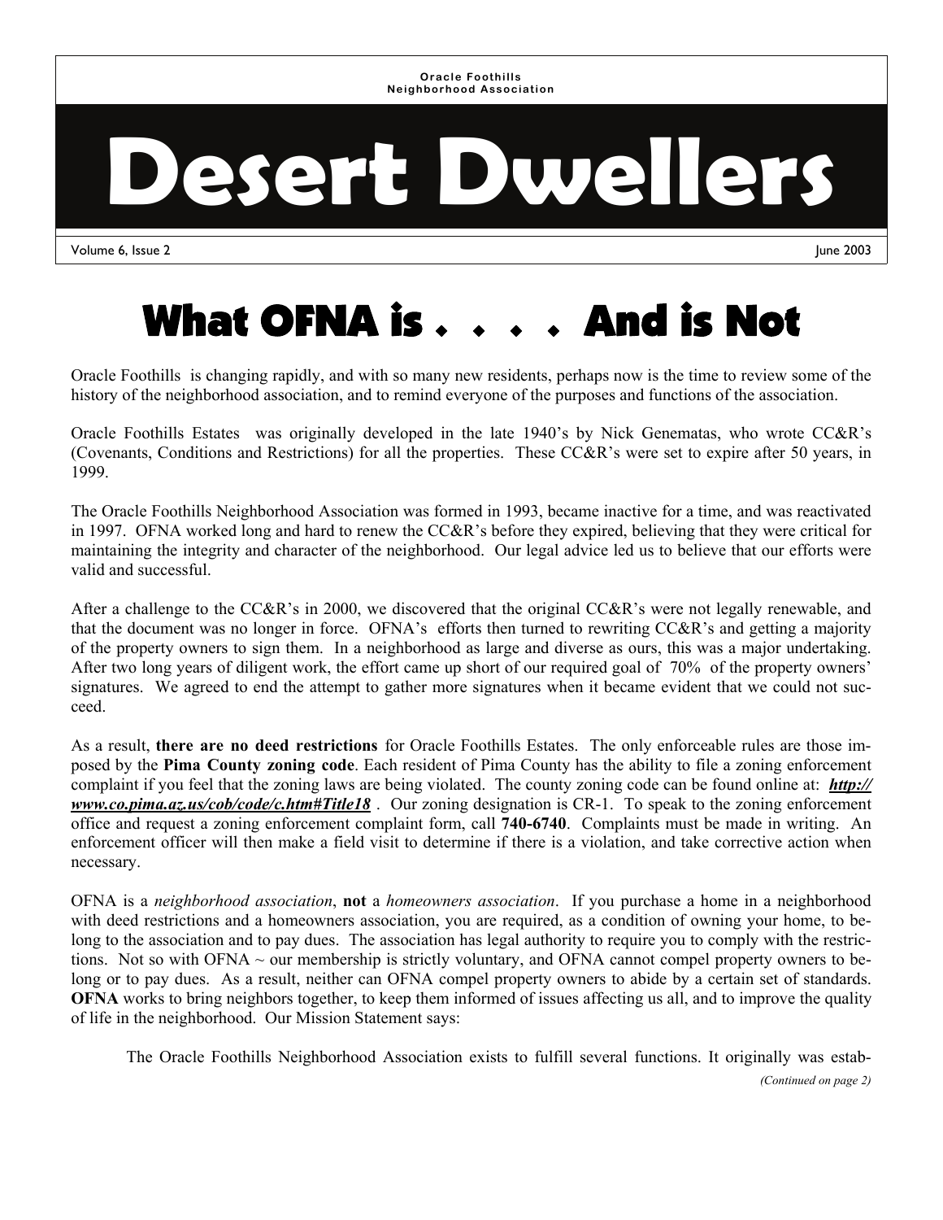Oracle Foothills Neighborhood Association

# Desert Dwellers

Volume 6, Issue 2 June 2003

## What OFNA is . . . . And is Not

Oracle Foothills is changing rapidly, and with so many new residents, perhaps now is the time to review some of the history of the neighborhood association, and to remind everyone of the purposes and functions of the association.

Oracle Foothills Estates was originally developed in the late 1940's by Nick Genematas, who wrote CC&R's (Covenants, Conditions and Restrictions) for all the properties. These CC&R's were set to expire after 50 years, in 1999.

The Oracle Foothills Neighborhood Association was formed in 1993, became inactive for a time, and was reactivated in 1997. OFNA worked long and hard to renew the CC&R's before they expired, believing that they were critical for maintaining the integrity and character of the neighborhood. Our legal advice led us to believe that our efforts were valid and successful.

After a challenge to the CC&R's in 2000, we discovered that the original CC&R's were not legally renewable, and that the document was no longer in force. OFNA's efforts then turned to rewriting CC&R's and getting a majority of the property owners to sign them. In a neighborhood as large and diverse as ours, this was a major undertaking. After two long years of diligent work, the effort came up short of our required goal of 70% of the property owners' signatures. We agreed to end the attempt to gather more signatures when it became evident that we could not succeed.

As a result, **there are no deed restrictions** for Oracle Foothills Estates. The only enforceable rules are those imposed by the **Pima County zoning code**. Each resident of Pima County has the ability to file a zoning enforcement complaint if you feel that the zoning laws are being violated. The county zoning code can be found online at: ***http://www.co.pima.az.us/cob/code/c.htm#Title18*** . Our zoning designation is CR-1. To speak to the zoning enforcement office and request a zoning enforcement complaint form, call **740-6740**. Complaints must be made in writing. An enforcement officer will then make a field visit to determine if there is a violation, and take corrective action when necessary.

OFNA is a *neighborhood association*, **not** a *homeowners association*. If you purchase a home in a neighborhood with deed restrictions and a homeowners association, you are required, as a condition of owning your home, to belong to the association and to pay dues. The association has legal authority to require you to comply with the restrictions. Not so with OFNA ~ our membership is strictly voluntary, and OFNA cannot compel property owners to belong or to pay dues. As a result, neither can OFNA compel property owners to abide by a certain set of standards. **OFNA** works to bring neighbors together, to keep them informed of issues affecting us all, and to improve the quality of life in the neighborhood. Our Mission Statement says:

> The Oracle Foothills Neighborhood Association exists to fulfill several functions. It originally was estab-

*(Continued on page 2)*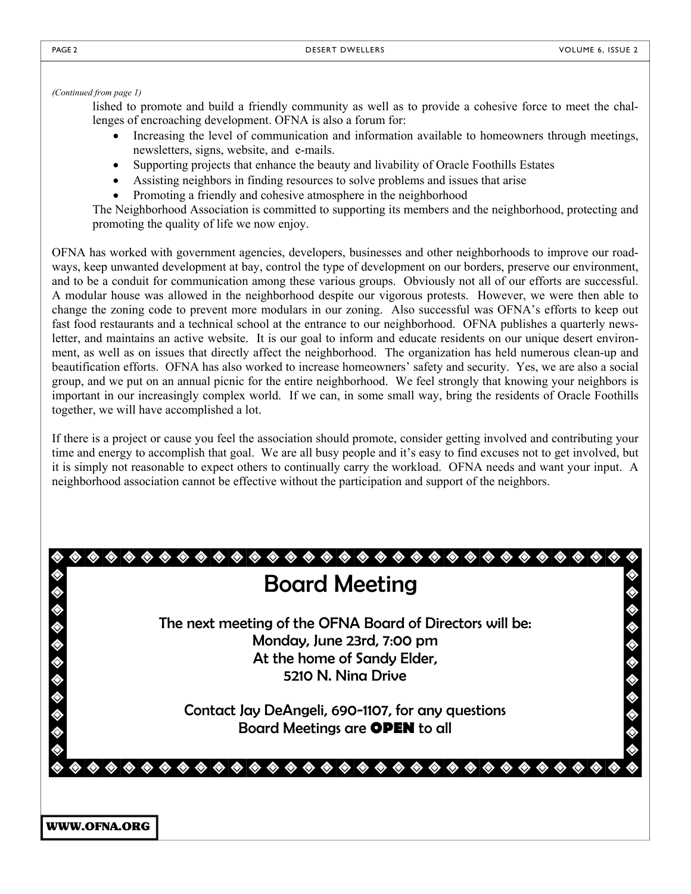*(Continued from page 1)*

lished to promote and build a friendly community as well as to provide a cohesive force to meet the challenges of encroaching development. OFNA is also a forum for:

- Increasing the level of communication and information available to homeowners through meetings, newsletters, signs, website, and e-mails.
- Supporting projects that enhance the beauty and livability of Oracle Foothills Estates
- Assisting neighbors in finding resources to solve problems and issues that arise
- Promoting a friendly and cohesive atmosphere in the neighborhood

The Neighborhood Association is committed to supporting its members and the neighborhood, protecting and promoting the quality of life we now enjoy.

OFNA has worked with government agencies, developers, businesses and other neighborhoods to improve our roadways, keep unwanted development at bay, control the type of development on our borders, preserve our environment, and to be a conduit for communication among these various groups. Obviously not all of our efforts are successful. A modular house was allowed in the neighborhood despite our vigorous protests. However, we were then able to change the zoning code to prevent more modulars in our zoning. Also successful was OFNA's efforts to keep out fast food restaurants and a technical school at the entrance to our neighborhood. OFNA publishes a quarterly newsletter, and maintains an active website. It is our goal to inform and educate residents on our unique desert environment, as well as on issues that directly affect the neighborhood. The organization has held numerous clean-up and beautification efforts. OFNA has also worked to increase homeowners' safety and security. Yes, we are also a social group, and we put on an annual picnic for the entire neighborhood. We feel strongly that knowing your neighbors is important in our increasingly complex world. If we can, in some small way, bring the residents of Oracle Foothills together, we will have accomplished a lot.

If there is a project or cause you feel the association should promote, consider getting involved and contributing your time and energy to accomplish that goal. We are all busy people and it's easy to find excuses not to get involved, but it is simply not reasonable to expect others to continually carry the workload. OFNA needs and want your input. A neighborhood association cannot be effective without the participation and support of the neighbors.

## Board Meeting

The next meeting of the OFNA Board of Directors will be:
Monday, June 23rd, 7:00 pm
At the home of Sandy Elder,
5210 N. Nina Drive

Contact Jay DeAngeli, 690-1107, for any questions
Board Meetings are **OPEN** to all

**WWW.OFNA.ORG**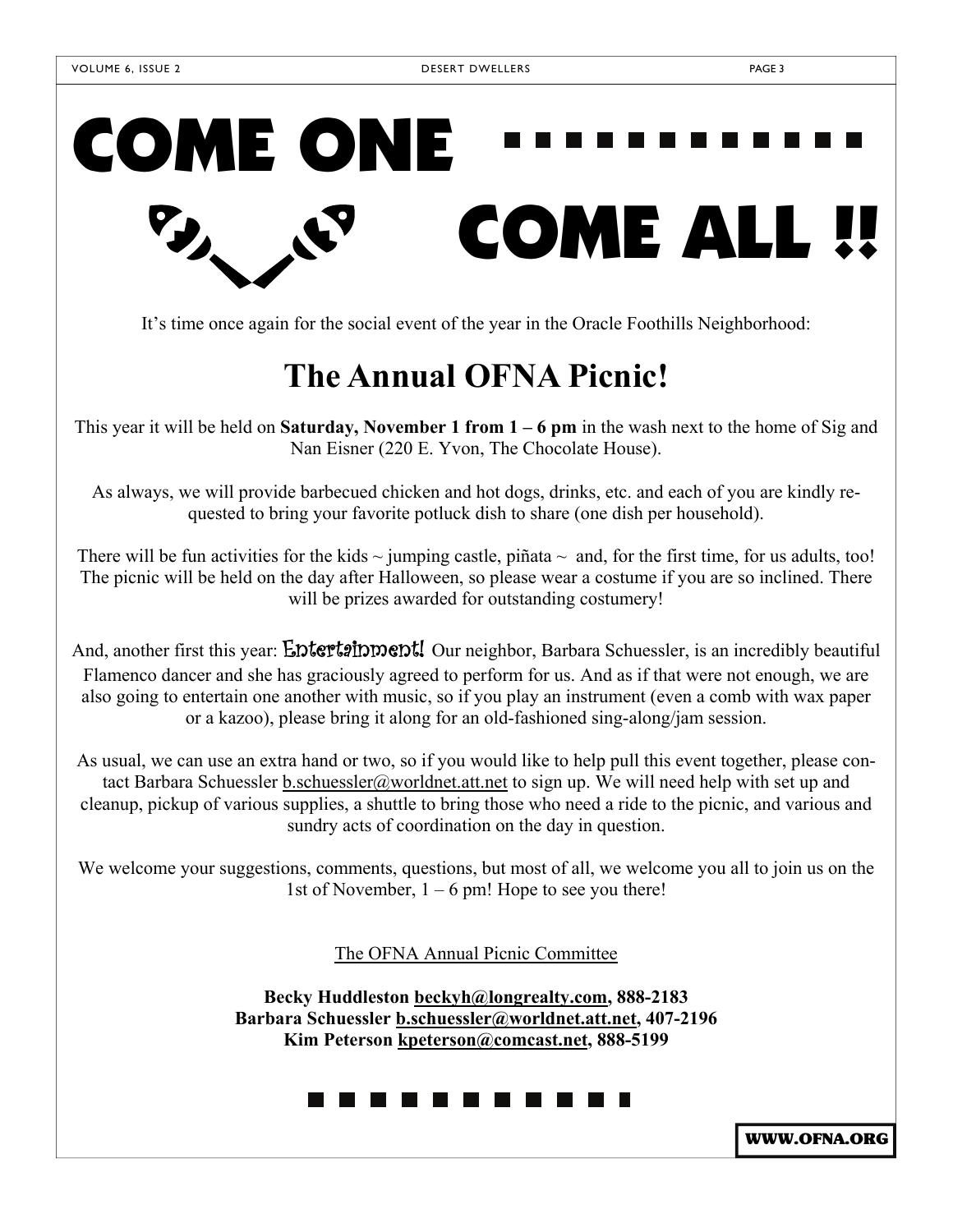# COME ONE ............ COME ALL !!

It's time once again for the social event of the year in the Oracle Foothills Neighborhood:

## The Annual OFNA Picnic!

This year it will be held on **Saturday, November 1 from 1 – 6 pm** in the wash next to the home of Sig and Nan Eisner (220 E. Yvon, The Chocolate House).

As always, we will provide barbecued chicken and hot dogs, drinks, etc. and each of you are kindly requested to bring your favorite potluck dish to share (one dish per household).

There will be fun activities for the kids ~ jumping castle, piñata ~ and, for the first time, for us adults, too! The picnic will be held on the day after Halloween, so please wear a costume if you are so inclined. There will be prizes awarded for outstanding costumery!

And, another first this year: Entertainment! Our neighbor, Barbara Schuessler, is an incredibly beautiful Flamenco dancer and she has graciously agreed to perform for us. And as if that were not enough, we are also going to entertain one another with music, so if you play an instrument (even a comb with wax paper or a kazoo), please bring it along for an old-fashioned sing-along/jam session.

As usual, we can use an extra hand or two, so if you would like to help pull this event together, please contact Barbara Schuessler b.schuessler@worldnet.att.net to sign up. We will need help with set up and cleanup, pickup of various supplies, a shuttle to bring those who need a ride to the picnic, and various and sundry acts of coordination on the day in question.

We welcome your suggestions, comments, questions, but most of all, we welcome you all to join us on the 1st of November, 1 – 6 pm! Hope to see you there!

The OFNA Annual Picnic Committee

**Becky Huddleston beckyh@longrealty.com, 888-2183**
**Barbara Schuessler b.schuessler@worldnet.att.net, 407-2196**
**Kim Peterson kpeterson@comcast.net, 888-5199**

WWW.OFNA.ORG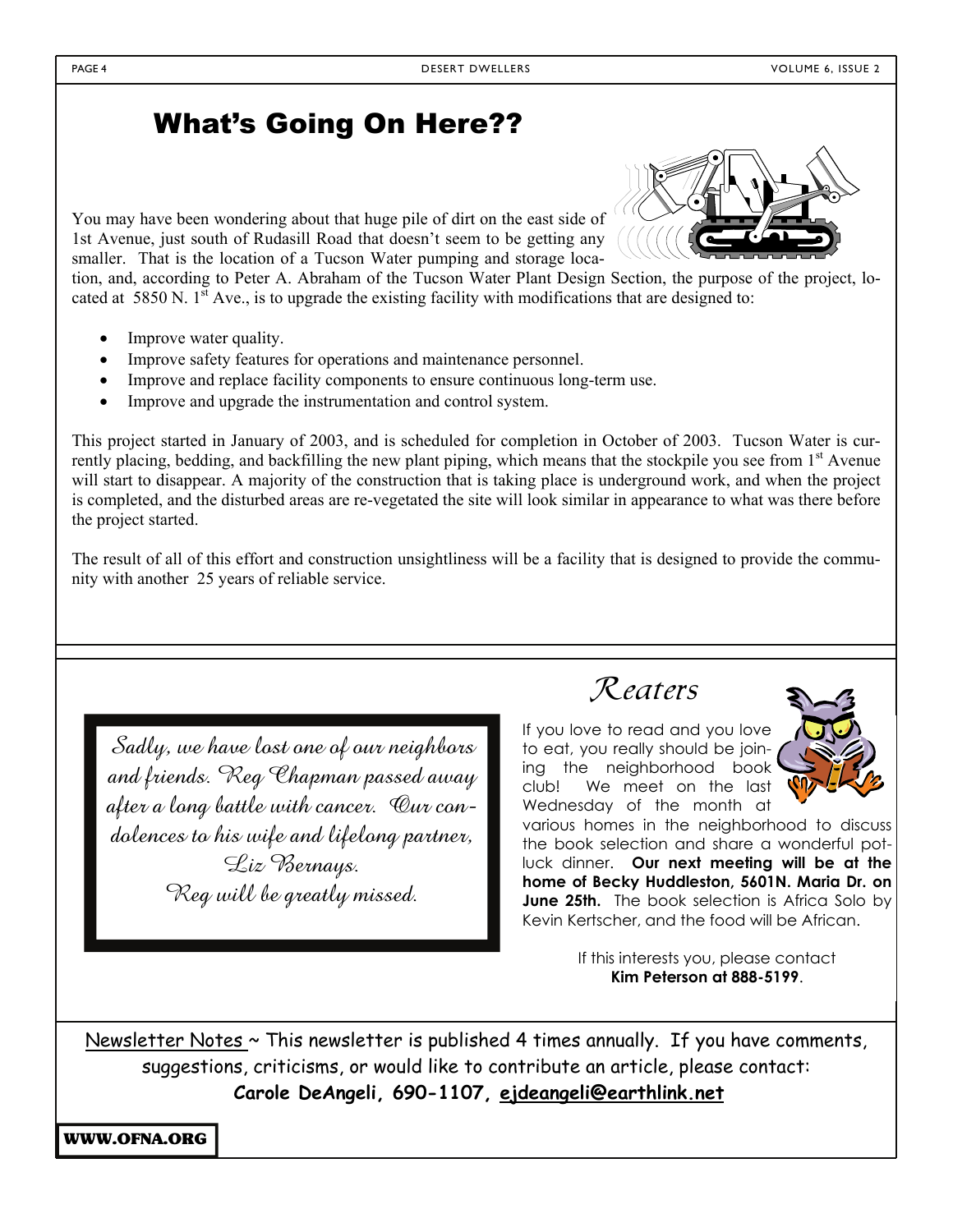## What's Going On Here??

You may have been wondering about that huge pile of dirt on the east side of 1st Avenue, just south of Rudasill Road that doesn't seem to be getting any smaller. That is the location of a Tucson Water pumping and storage location, and, according to Peter A. Abraham of the Tucson Water Plant Design Section, the purpose of the project, located at 5850 N. 1st Ave., is to upgrade the existing facility with modifications that are designed to:

- Improve water quality.
- Improve safety features for operations and maintenance personnel.
- Improve and replace facility components to ensure continuous long-term use.
- Improve and upgrade the instrumentation and control system.

This project started in January of 2003, and is scheduled for completion in October of 2003. Tucson Water is currently placing, bedding, and backfilling the new plant piping, which means that the stockpile you see from 1st Avenue will start to disappear. A majority of the construction that is taking place is underground work, and when the project is completed, and the disturbed areas are re-vegetated the site will look similar in appearance to what was there before the project started.

The result of all of this effort and construction unsightliness will be a facility that is designed to provide the community with another 25 years of reliable service.

*Sadly, we have lost one of our neighbors and friends. Reg Chapman passed away after a long battle with cancer. Our condolences to his wife and lifelong partner, Liz Bernays.*
*Reg will be greatly missed.*

## *Reaters*

If you love to read and you love to eat, you really should be joining the neighborhood book club! We meet on the last Wednesday of the month at various homes in the neighborhood to discuss the book selection and share a wonderful potluck dinner. **Our next meeting will be at the home of Becky Huddleston, 5601N. Maria Dr. on June 25th.** The book selection is Africa Solo by Kevin Kertscher, and the food will be African.

If this interests you, please contact **Kim Peterson at 888-5199**.

Newsletter Notes ~ This newsletter is published 4 times annually. If you have comments, suggestions, criticisms, or would like to contribute an article, please contact:
**Carole DeAngeli, 690-1107, ejdeangeli@earthlink.net**

**WWW.OFNA.ORG**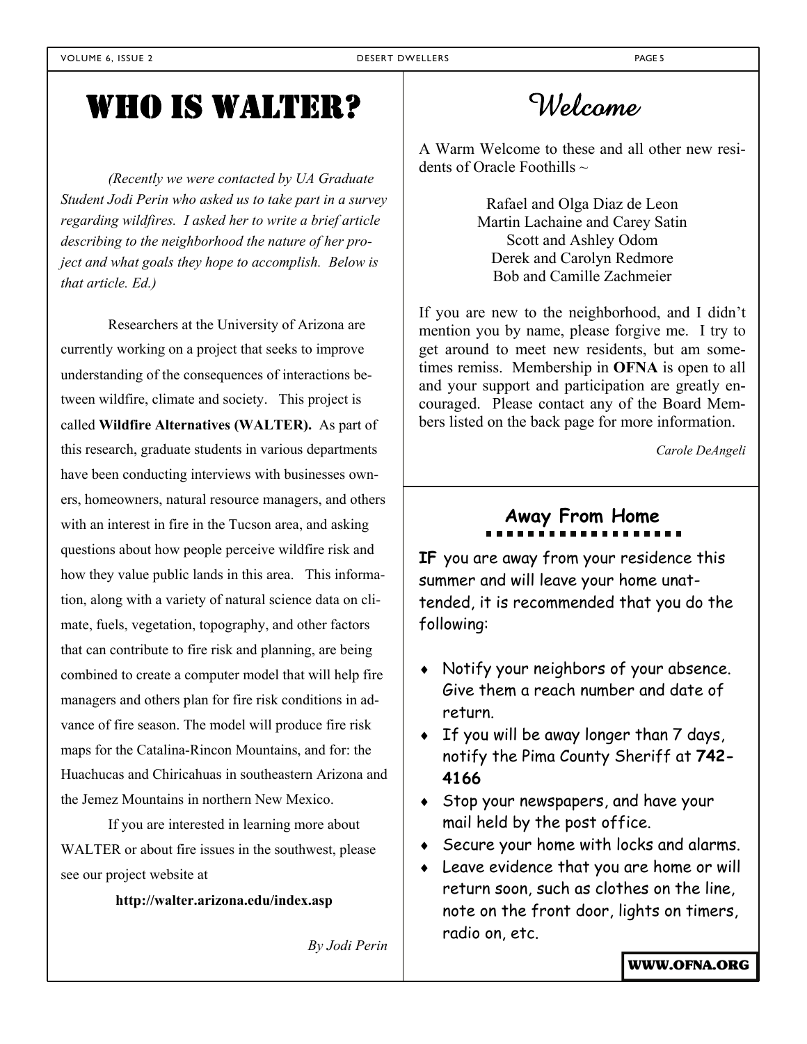# WHO IS WALTER?

*(Recently we were contacted by UA Graduate Student Jodi Perin who asked us to take part in a survey regarding wildfires. I asked her to write a brief article describing to the neighborhood the nature of her project and what goals they hope to accomplish. Below is that article. Ed.)*

Researchers at the University of Arizona are currently working on a project that seeks to improve understanding of the consequences of interactions between wildfire, climate and society. This project is called **Wildfire Alternatives (WALTER).** As part of this research, graduate students in various departments have been conducting interviews with businesses owners, homeowners, natural resource managers, and others with an interest in fire in the Tucson area, and asking questions about how people perceive wildfire risk and how they value public lands in this area. This information, along with a variety of natural science data on climate, fuels, vegetation, topography, and other factors that can contribute to fire risk and planning, are being combined to create a computer model that will help fire managers and others plan for fire risk conditions in advance of fire season. The model will produce fire risk maps for the Catalina-Rincon Mountains, and for: the Huachucas and Chiricahuas in southeastern Arizona and the Jemez Mountains in northern New Mexico.

If you are interested in learning more about WALTER or about fire issues in the southwest, please see our project website at

**http://walter.arizona.edu/index.asp**

*By Jodi Perin*

# Welcome

A Warm Welcome to these and all other new residents of Oracle Foothills ~

Rafael and Olga Diaz de Leon
Martin Lachaine and Carey Satin
Scott and Ashley Odom
Derek and Carolyn Redmore
Bob and Camille Zachmeier

If you are new to the neighborhood, and I didn't mention you by name, please forgive me. I try to get around to meet new residents, but am sometimes remiss. Membership in **OFNA** is open to all and your support and participation are greatly encouraged. Please contact any of the Board Members listed on the back page for more information.

*Carole DeAngeli*

## Away From Home

**IF** you are away from your residence this summer and will leave your home unattended, it is recommended that you do the following:

- Notify your neighbors of your absence. Give them a reach number and date of return.
- If you will be away longer than 7 days, notify the Pima County Sheriff at **742-4166**
- Stop your newspapers, and have your mail held by the post office.
- Secure your home with locks and alarms.
- Leave evidence that you are home or will return soon, such as clothes on the line, note on the front door, lights on timers, radio on, etc.

**WWW.OFNA.ORG**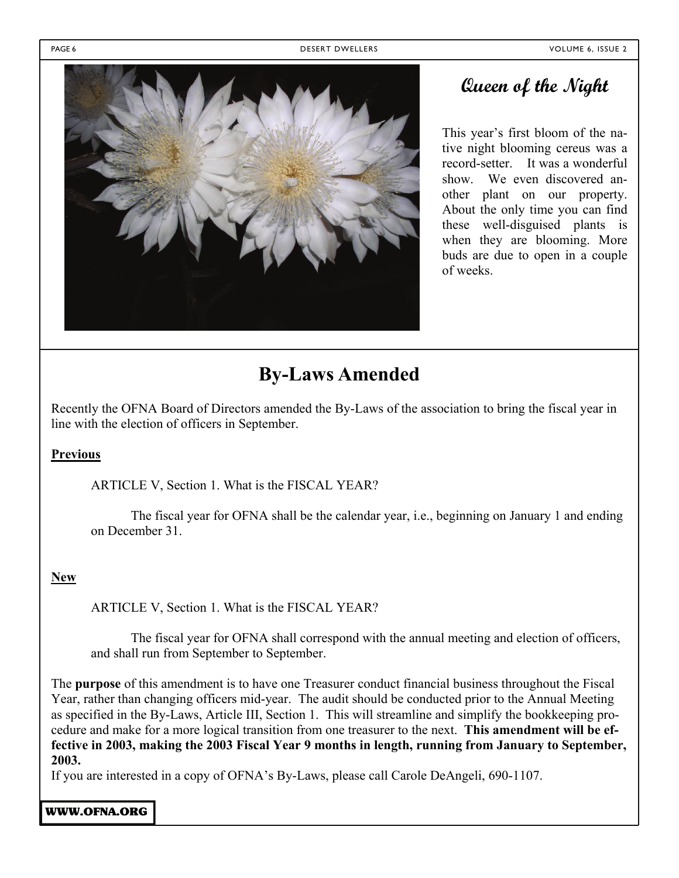## Queen of the Night

This year's first bloom of the native night blooming cereus was a record-setter. It was a wonderful show. We even discovered another plant on our property. About the only time you can find these well-disguised plants is when they are blooming. More buds are due to open in a couple of weeks.

# By-Laws Amended

Recently the OFNA Board of Directors amended the By-Laws of the association to bring the fiscal year in line with the election of officers in September.

**Previous**

ARTICLE V, Section 1. What is the FISCAL YEAR?

The fiscal year for OFNA shall be the calendar year, i.e., beginning on January 1 and ending on December 31.

**New**

ARTICLE V, Section 1. What is the FISCAL YEAR?

The fiscal year for OFNA shall correspond with the annual meeting and election of officers, and shall run from September to September.

The **purpose** of this amendment is to have one Treasurer conduct financial business throughout the Fiscal Year, rather than changing officers mid-year. The audit should be conducted prior to the Annual Meeting as specified in the By-Laws, Article III, Section 1. This will streamline and simplify the bookkeeping procedure and make for a more logical transition from one treasurer to the next. **This amendment will be effective in 2003, making the 2003 Fiscal Year 9 months in length, running from January to September, 2003.**

If you are interested in a copy of OFNA's By-Laws, please call Carole DeAngeli, 690-1107.

WWW.OFNA.ORG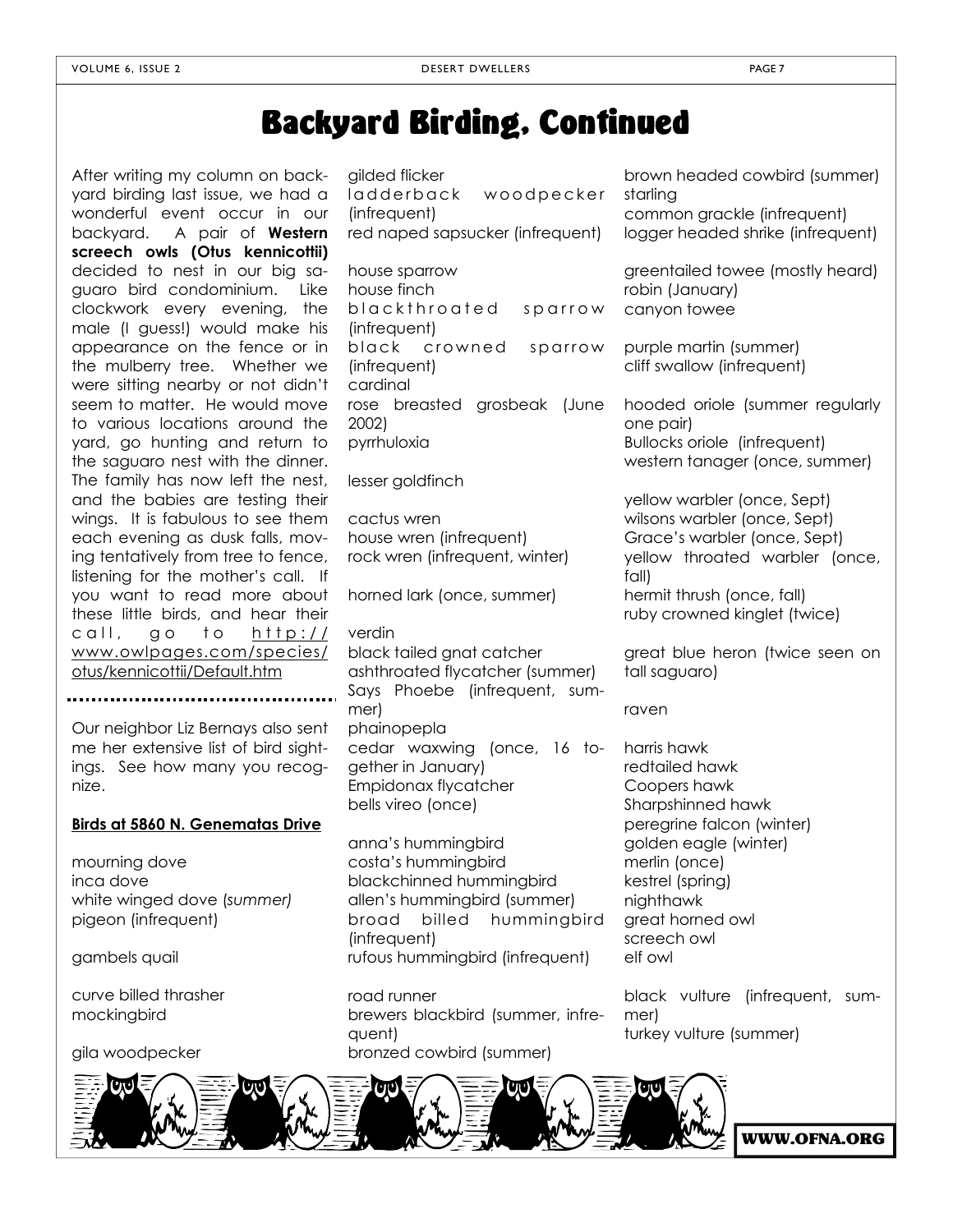# Backyard Birding, Continued

After writing my column on backyard birding last issue, we had a wonderful event occur in our backyard. A pair of **Western screech owls (Otus kennicottii)** decided to nest in our big saguaro bird condominium. Like clockwork every evening, the male (I guess!) would make his appearance on the fence or in the mulberry tree. Whether we were sitting nearby or not didn't seem to matter. He would move to various locations around the yard, go hunting and return to the saguaro nest with the dinner. The family has now left the nest, and the babies are testing their wings. It is fabulous to see them each evening as dusk falls, moving tentatively from tree to fence, listening for the mother's call. If you want to read more about these little birds, and hear their call, go to http://www.owlpages.com/species/otus/kennicottii/Default.htm

---

Our neighbor Liz Bernays also sent me her extensive list of bird sightings. See how many you recognize.

**Birds at 5860 N. Genematas Drive**

mourning dove
inca dove
white winged dove (*summer)*
pigeon (infrequent)

gambels quail

curve billed thrasher
mockingbird

gila woodpecker
gilded flicker
ladderback woodpecker (infrequent)
red naped sapsucker (infrequent)

house sparrow
house finch
blackthroated sparrow (infrequent)
black crowned sparrow (infrequent)
cardinal
rose breasted grosbeak (June 2002)
pyrrhuloxia

lesser goldfinch

cactus wren
house wren (infrequent)
rock wren (infrequent, winter)

horned lark (once, summer)

verdin
black tailed gnat catcher
ashthroated flycatcher (summer)
Says Phoebe (infrequent, summer)
phainopepla
cedar waxwing (once, 16 together in January)
Empidonax flycatcher
bells vireo (once)

anna's hummingbird
costa's hummingbird
blackchinned hummingbird
allen's hummingbird (summer)
broad billed hummingbird (infrequent)
rufous hummingbird (infrequent)

road runner
brewers blackbird (summer, infrequent)
bronzed cowbird (summer)
brown headed cowbird (summer)
starling
common grackle (infrequent)
logger headed shrike (infrequent)

greentailed towee (mostly heard)
robin (January)
canyon towee

purple martin (summer)
cliff swallow (infrequent)

hooded oriole (summer regularly one pair)
Bullocks oriole (infrequent)
western tanager (once, summer)

yellow warbler (once, Sept)
wilsons warbler (once, Sept)
Grace's warbler (once, Sept)
yellow throated warbler (once, fall)
hermit thrush (once, fall)
ruby crowned kinglet (twice)

great blue heron (twice seen on tall saguaro)

raven

harris hawk
redtailed hawk
Coopers hawk
Sharpshinned hawk
peregrine falcon (winter)
golden eagle (winter)
merlin (once)
kestrel (spring)
nighthawk
great horned owl
screech owl
elf owl

black vulture (infrequent, summer)
turkey vulture (summer)

WWW.OFNA.ORG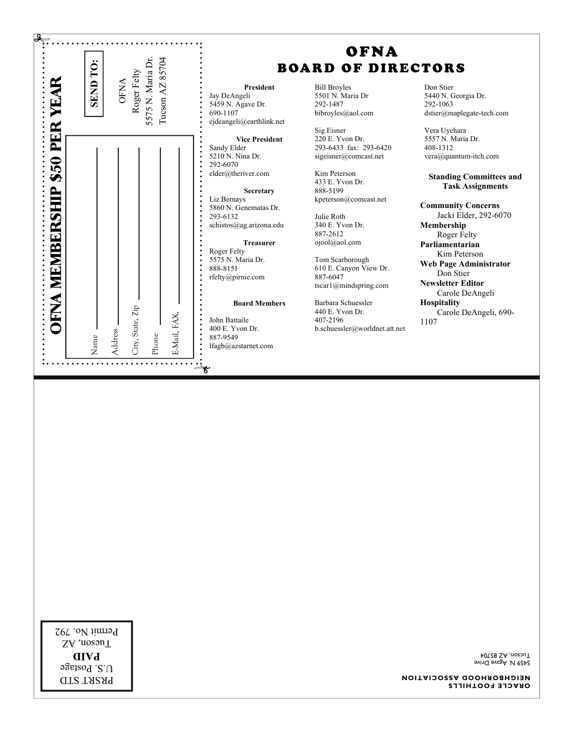**OFNA MEMBERSHIP $50 PER YEAR**

Name \_\_\_\_\_\_\_\_\_\_\_\_\_\_\_\_

Address \_\_\_\_\_\_\_\_\_\_\_\_\_\_\_\_

City, State, Zip \_\_\_\_\_\_\_\_\_\_\_\_\_\_\_\_

Phone \_\_\_\_\_\_\_\_\_\_\_\_\_\_\_\_

E-Mail, FAX, \_\_\_\_\_\_\_\_\_\_\_\_\_\_\_\_

**SEND TO:**

OFNA
Roger Felty
5575 N. Maria Dr.
Tucson AZ 85704

# OFNA
## BOARD OF DIRECTORS

**President**
Jay DeAngeli
5459 N. Agave Dr.
690-1107
ejdeangeli@earthlink.net

**Vice President**
Sandy Elder
5210 N. Nina Dr.
292-6070
elder@theriver.com

**Secretary**
Liz Bernays
5860 N. Genematas Dr.
293-6132
schistos@ag.arizona.edu

**Treasurer**
Roger Felty
5575 N. Maria Dr.
888-8151
rfelty@pirnie.com

**Board Members**

John Battaile
400 E. Yvon Dr.
887-9549
lfagb@azstarnet.com

Bill Broyles
5501 N. Maria Dr
292-1487
bibroyles@aol.com

Sig Eisner
220 E. Yvon Dr.
293-6433 fax: 293-6420
sigeisner@comcast.net

Kim Peterson
433 E. Yvon Dr.
888-5199
kpeterson@comcast.net

Julie Roth
340 E. Yvon Dr.
887-2612
ojool@aol.com

Tom Scarborough
610 E. Canyon View Dr.
887-6047
tscar1@mindspring.com

Barbara Schuessler
440 E. Yvon Dr.
407-2196
b.schuessler@worldnet.att.net

Don Stier
5440 N. Georgia Dr.
292-1063
dstier@maplegate-tech.com

Vera Uyehara
5557 N. Maria Dr.
408-1312
vera@quantum-itch.com

**Standing Committees and Task Assignments**

**Community Concerns**
Jacki Elder, 292-6070

**Membership**
Roger Felty

**Parliamentarian**
Kim Peterson

**Web Page Administrator**
Don Stier

**Newsletter Editor**
Carole DeAngeli

**Hospitality**
Carole DeAngeli, 690-1107

**ORACLE FOOTHILLS NEIGHBORHOOD ASSOCIATION**
5459 N. Agave Drive
Tucson, AZ 85704

PRSRT STD
U.S. Postage
**PAID**
Tucson, AZ
Permit No. 792